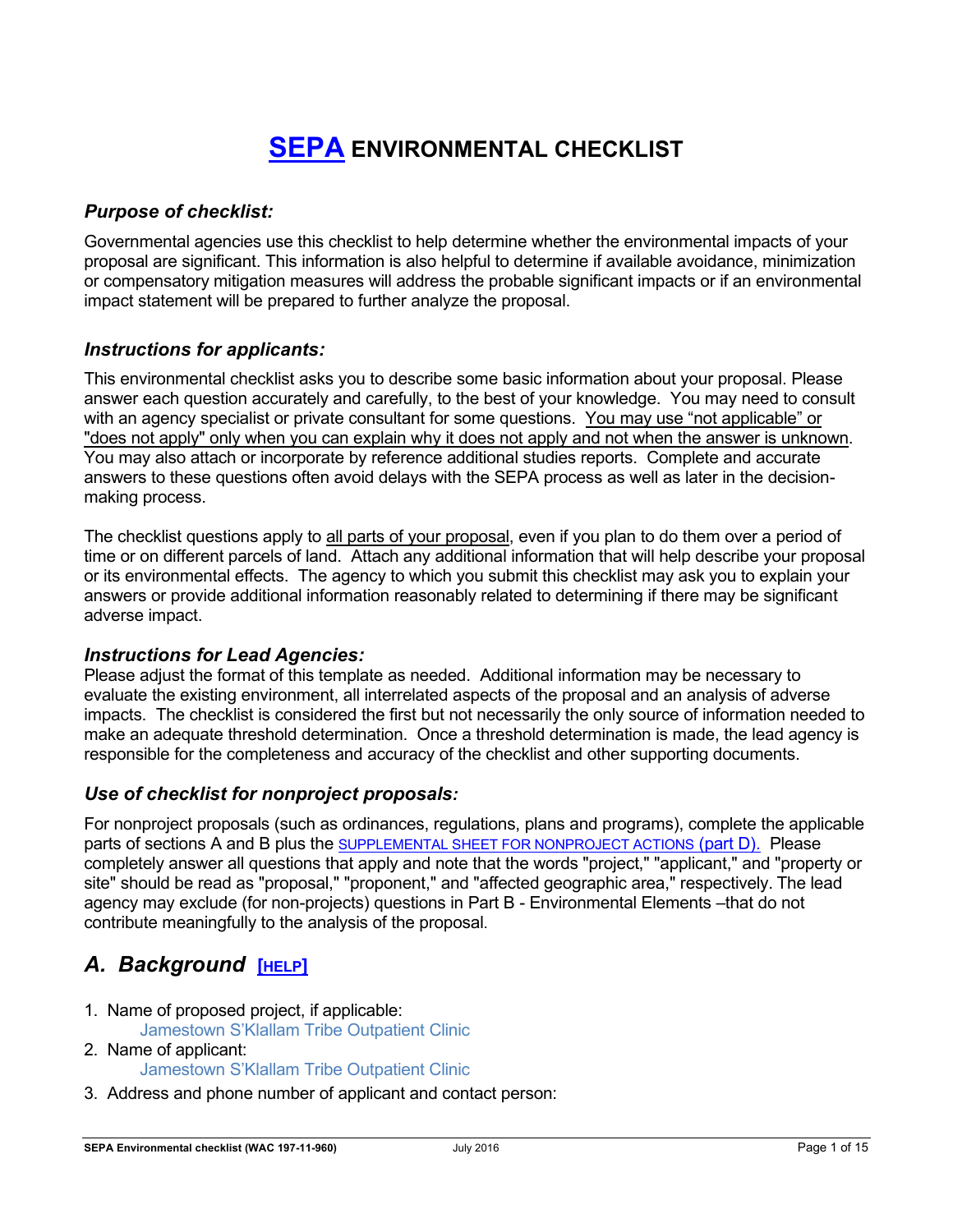# SEPA ENVIRONMENTAL CHECKLIST

### *Purpose of checklist:*

Governmental agencies use this checklist to help determine whether the environmental impacts of your proposal are significant. This information is also helpful to determine if available avoidance, minimization or compensatory mitigation measures will address the probable significant impacts or if an environmental impact statement will be prepared to further analyze the proposal.

### *Instructions for applicants:*

This environmental checklist asks you to describe some basic information about your proposal. Please answer each question accurately and carefully, to the best of your knowledge. You may need to consult with an agency specialist or private consultant for some questions. You may use "not applicable" or "does not apply" only when you can explain why it does not apply and not when the answer is unknown. You may also attach or incorporate by reference additional studies reports. Complete and accurate answers to these questions often avoid delays with the SEPA process as well as later in the decision-making process.

The checklist questions apply to all parts of your proposal, even if you plan to do them over a period of time or on different parcels of land. Attach any additional information that will help describe your proposal or its environmental effects. The agency to which you submit this checklist may ask you to explain your answers or provide additional information reasonably related to determining if there may be significant adverse impact.

### *Instructions for Lead Agencies:*

Please adjust the format of this template as needed. Additional information may be necessary to evaluate the existing environment, all interrelated aspects of the proposal and an analysis of adverse impacts. The checklist is considered the first but not necessarily the only source of information needed to make an adequate threshold determination. Once a threshold determination is made, the lead agency is responsible for the completeness and accuracy of the checklist and other supporting documents.

### *Use of checklist for nonproject proposals:*

For nonproject proposals (such as ordinances, regulations, plans and programs), complete the applicable parts of sections A and B plus the SUPPLEMENTAL SHEET FOR NONPROJECT ACTIONS (part D). Please completely answer all questions that apply and note that the words "project," "applicant," and "property or site" should be read as "proposal," "proponent," and "affected geographic area," respectively. The lead agency may exclude (for non-projects) questions in Part B - Environmental Elements –that do not contribute meaningfully to the analysis of the proposal.

## *A. Background* [HELP]

1. Name of proposed project, if applicable:
   Jamestown S'Klallam Tribe Outpatient Clinic
2. Name of applicant:
   Jamestown S'Klallam Tribe Outpatient Clinic
3. Address and phone number of applicant and contact person: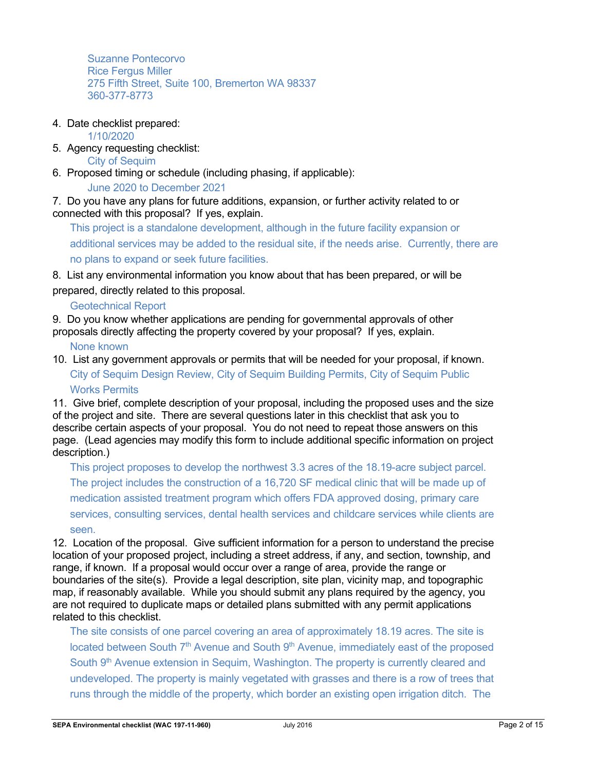Suzanne Pontecorvo
Rice Fergus Miller
275 Fifth Street, Suite 100, Bremerton WA 98337
360-377-8773

4. Date checklist prepared:

   1/10/2020

5. Agency requesting checklist:

   City of Sequim

6. Proposed timing or schedule (including phasing, if applicable):

   June 2020 to December 2021

7. Do you have any plans for future additions, expansion, or further activity related to or connected with this proposal? If yes, explain.

   This project is a standalone development, although in the future facility expansion or additional services may be added to the residual site, if the needs arise. Currently, there are no plans to expand or seek future facilities.

8. List any environmental information you know about that has been prepared, or will be prepared, directly related to this proposal.

   Geotechnical Report

9. Do you know whether applications are pending for governmental approvals of other proposals directly affecting the property covered by your proposal? If yes, explain.

   None known

10. List any government approvals or permits that will be needed for your proposal, if known.

    City of Sequim Design Review, City of Sequim Building Permits, City of Sequim Public Works Permits

11. Give brief, complete description of your proposal, including the proposed uses and the size of the project and site. There are several questions later in this checklist that ask you to describe certain aspects of your proposal. You do not need to repeat those answers on this page. (Lead agencies may modify this form to include additional specific information on project description.)

    This project proposes to develop the northwest 3.3 acres of the 18.19-acre subject parcel. The project includes the construction of a 16,720 SF medical clinic that will be made up of medication assisted treatment program which offers FDA approved dosing, primary care services, consulting services, dental health services and childcare services while clients are seen.

12. Location of the proposal. Give sufficient information for a person to understand the precise location of your proposed project, including a street address, if any, and section, township, and range, if known. If a proposal would occur over a range of area, provide the range or boundaries of the site(s). Provide a legal description, site plan, vicinity map, and topographic map, if reasonably available. While you should submit any plans required by the agency, you are not required to duplicate maps or detailed plans submitted with any permit applications related to this checklist.

    The site consists of one parcel covering an area of approximately 18.19 acres. The site is located between South 7th Avenue and South 9th Avenue, immediately east of the proposed South 9th Avenue extension in Sequim, Washington. The property is currently cleared and undeveloped. The property is mainly vegetated with grasses and there is a row of trees that runs through the middle of the property, which border an existing open irrigation ditch. The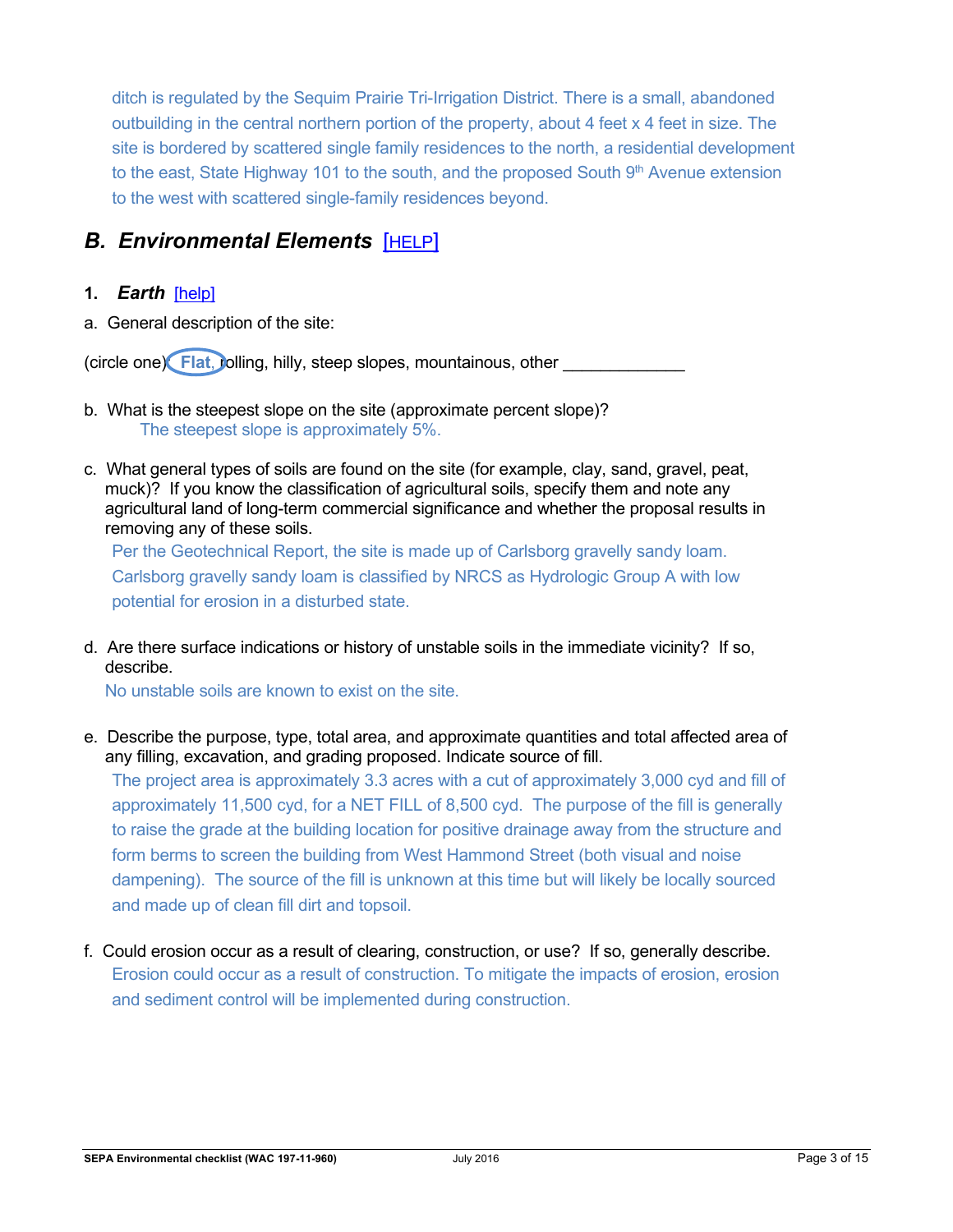ditch is regulated by the Sequim Prairie Tri-Irrigation District. There is a small, abandoned outbuilding in the central northern portion of the property, about 4 feet x 4 feet in size. The site is bordered by scattered single family residences to the north, a residential development to the east, State Highway 101 to the south, and the proposed South 9th Avenue extension to the west with scattered single-family residences beyond.

## *B. Environmental Elements* [HELP]

### 1. *Earth* [help]

a. General description of the site:

(circle one): **Flat**, rolling, hilly, steep slopes, mountainous, other _____________

b. What is the steepest slope on the site (approximate percent slope)?

The steepest slope is approximately 5%.

c. What general types of soils are found on the site (for example, clay, sand, gravel, peat, muck)? If you know the classification of agricultural soils, specify them and note any agricultural land of long-term commercial significance and whether the proposal results in removing any of these soils.

Per the Geotechnical Report, the site is made up of Carlsborg gravelly sandy loam. Carlsborg gravelly sandy loam is classified by NRCS as Hydrologic Group A with low potential for erosion in a disturbed state.

d. Are there surface indications or history of unstable soils in the immediate vicinity? If so, describe.

No unstable soils are known to exist on the site.

e. Describe the purpose, type, total area, and approximate quantities and total affected area of any filling, excavation, and grading proposed. Indicate source of fill.

The project area is approximately 3.3 acres with a cut of approximately 3,000 cyd and fill of approximately 11,500 cyd, for a NET FILL of 8,500 cyd. The purpose of the fill is generally to raise the grade at the building location for positive drainage away from the structure and form berms to screen the building from West Hammond Street (both visual and noise dampening). The source of the fill is unknown at this time but will likely be locally sourced and made up of clean fill dirt and topsoil.

f. Could erosion occur as a result of clearing, construction, or use? If so, generally describe.

Erosion could occur as a result of construction. To mitigate the impacts of erosion, erosion and sediment control will be implemented during construction.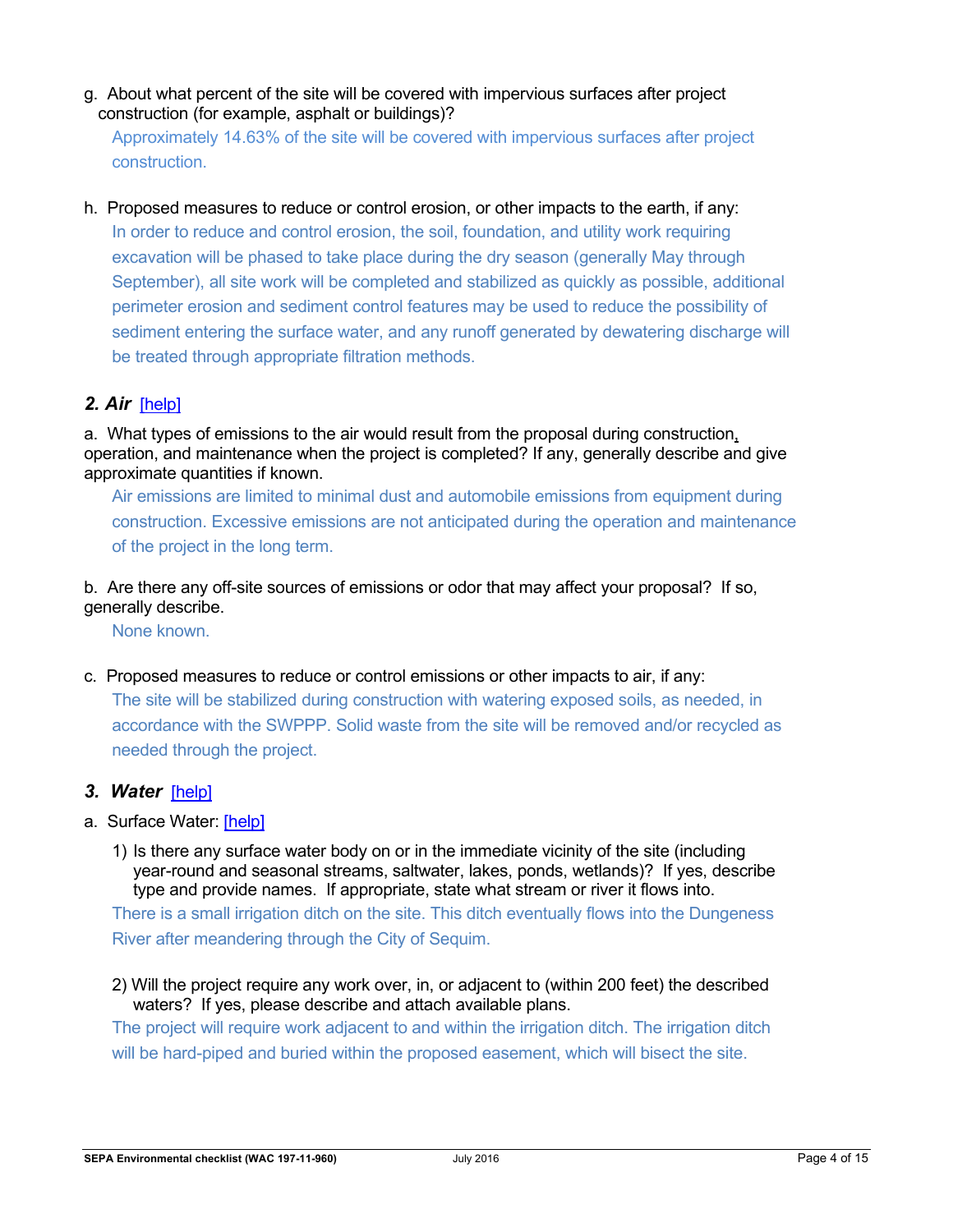g. About what percent of the site will be covered with impervious surfaces after project construction (for example, asphalt or buildings)?

Approximately 14.63% of the site will be covered with impervious surfaces after project construction.

h. Proposed measures to reduce or control erosion, or other impacts to the earth, if any:

In order to reduce and control erosion, the soil, foundation, and utility work requiring excavation will be phased to take place during the dry season (generally May through September), all site work will be completed and stabilized as quickly as possible, additional perimeter erosion and sediment control features may be used to reduce the possibility of sediment entering the surface water, and any runoff generated by dewatering discharge will be treated through appropriate filtration methods.

### *2. Air* [help]

a. What types of emissions to the air would result from the proposal during construction, operation, and maintenance when the project is completed? If any, generally describe and give approximate quantities if known.

Air emissions are limited to minimal dust and automobile emissions from equipment during construction. Excessive emissions are not anticipated during the operation and maintenance of the project in the long term.

b. Are there any off-site sources of emissions or odor that may affect your proposal? If so, generally describe.

None known.

c. Proposed measures to reduce or control emissions or other impacts to air, if any:

The site will be stabilized during construction with watering exposed soils, as needed, in accordance with the SWPPP. Solid waste from the site will be removed and/or recycled as needed through the project.

### *3. Water* [help]

a. Surface Water: [help]

1) Is there any surface water body on or in the immediate vicinity of the site (including year-round and seasonal streams, saltwater, lakes, ponds, wetlands)? If yes, describe type and provide names. If appropriate, state what stream or river it flows into.

There is a small irrigation ditch on the site. This ditch eventually flows into the Dungeness River after meandering through the City of Sequim.

2) Will the project require any work over, in, or adjacent to (within 200 feet) the described waters? If yes, please describe and attach available plans.

The project will require work adjacent to and within the irrigation ditch. The irrigation ditch will be hard-piped and buried within the proposed easement, which will bisect the site.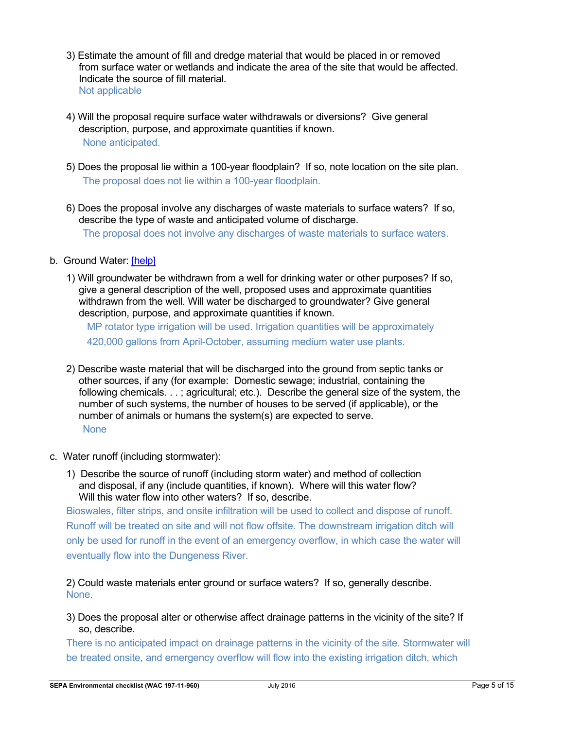3) Estimate the amount of fill and dredge material that would be placed in or removed from surface water or wetlands and indicate the area of the site that would be affected. Indicate the source of fill material.

   Not applicable

4) Will the proposal require surface water withdrawals or diversions? Give general description, purpose, and approximate quantities if known.

   None anticipated.

5) Does the proposal lie within a 100-year floodplain? If so, note location on the site plan.

   The proposal does not lie within a 100-year floodplain.

6) Does the proposal involve any discharges of waste materials to surface waters? If so, describe the type of waste and anticipated volume of discharge.

   The proposal does not involve any discharges of waste materials to surface waters.

b. Ground Water: [help]

1) Will groundwater be withdrawn from a well for drinking water or other purposes? If so, give a general description of the well, proposed uses and approximate quantities withdrawn from the well. Will water be discharged to groundwater? Give general description, purpose, and approximate quantities if known.

   MP rotator type irrigation will be used. Irrigation quantities will be approximately 420,000 gallons from April-October, assuming medium water use plants.

2) Describe waste material that will be discharged into the ground from septic tanks or other sources, if any (for example: Domestic sewage; industrial, containing the following chemicals. . . ; agricultural; etc.). Describe the general size of the system, the number of such systems, the number of houses to be served (if applicable), or the number of animals or humans the system(s) are expected to serve.

   None

c. Water runoff (including stormwater):

1) Describe the source of runoff (including storm water) and method of collection and disposal, if any (include quantities, if known). Where will this water flow? Will this water flow into other waters? If so, describe.

Bioswales, filter strips, and onsite infiltration will be used to collect and dispose of runoff. Runoff will be treated on site and will not flow offsite. The downstream irrigation ditch will only be used for runoff in the event of an emergency overflow, in which case the water will eventually flow into the Dungeness River.

2) Could waste materials enter ground or surface waters? If so, generally describe.

None.

3) Does the proposal alter or otherwise affect drainage patterns in the vicinity of the site? If so, describe.

There is no anticipated impact on drainage patterns in the vicinity of the site. Stormwater will be treated onsite, and emergency overflow will flow into the existing irrigation ditch, which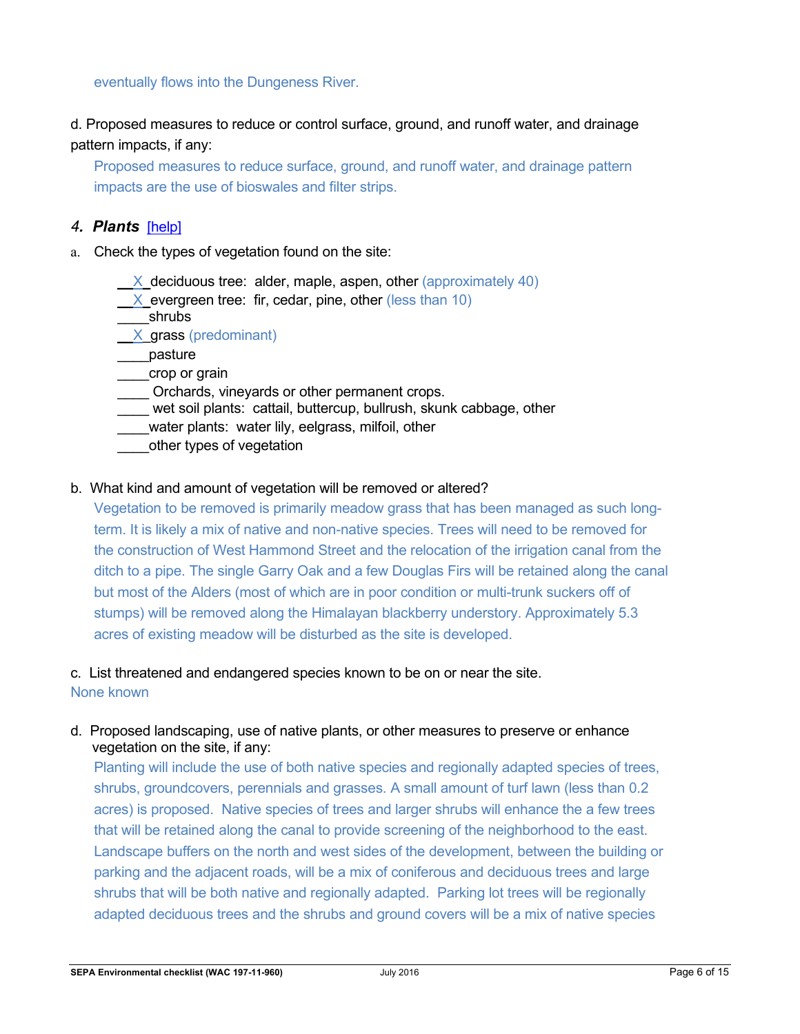eventually flows into the Dungeness River.

d. Proposed measures to reduce or control surface, ground, and runoff water, and drainage pattern impacts, if any:

Proposed measures to reduce surface, ground, and runoff water, and drainage pattern impacts are the use of bioswales and filter strips.

### *4. Plants* [help]

a. Check the types of vegetation found on the site:

__X_deciduous tree: alder, maple, aspen, other (approximately 40)
__X_evergreen tree: fir, cedar, pine, other (less than 10)
____shrubs
__X_grass (predominant)
____pasture
____crop or grain
____ Orchards, vineyards or other permanent crops.
____ wet soil plants: cattail, buttercup, bullrush, skunk cabbage, other
____water plants: water lily, eelgrass, milfoil, other
____other types of vegetation

b. What kind and amount of vegetation will be removed or altered?

Vegetation to be removed is primarily meadow grass that has been managed as such long-term. It is likely a mix of native and non-native species. Trees will need to be removed for the construction of West Hammond Street and the relocation of the irrigation canal from the ditch to a pipe. The single Garry Oak and a few Douglas Firs will be retained along the canal but most of the Alders (most of which are in poor condition or multi-trunk suckers off of stumps) will be removed along the Himalayan blackberry understory. Approximately 5.3 acres of existing meadow will be disturbed as the site is developed.

c. List threatened and endangered species known to be on or near the site.

None known

d. Proposed landscaping, use of native plants, or other measures to preserve or enhance vegetation on the site, if any:

Planting will include the use of both native species and regionally adapted species of trees, shrubs, groundcovers, perennials and grasses. A small amount of turf lawn (less than 0.2 acres) is proposed. Native species of trees and larger shrubs will enhance the a few trees that will be retained along the canal to provide screening of the neighborhood to the east. Landscape buffers on the north and west sides of the development, between the building or parking and the adjacent roads, will be a mix of coniferous and deciduous trees and large shrubs that will be both native and regionally adapted. Parking lot trees will be regionally adapted deciduous trees and the shrubs and ground covers will be a mix of native species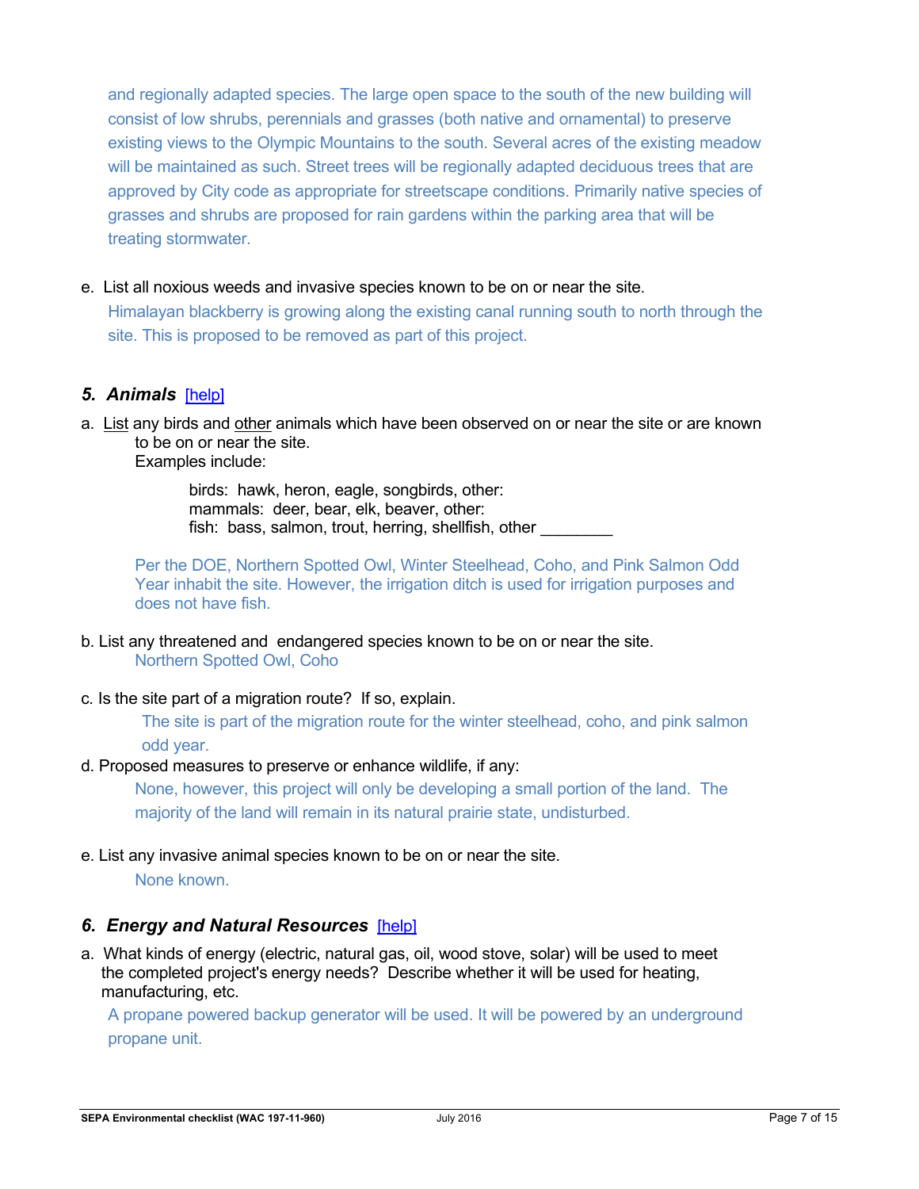and regionally adapted species. The large open space to the south of the new building will consist of low shrubs, perennials and grasses (both native and ornamental) to preserve existing views to the Olympic Mountains to the south. Several acres of the existing meadow will be maintained as such. Street trees will be regionally adapted deciduous trees that are approved by City code as appropriate for streetscape conditions. Primarily native species of grasses and shrubs are proposed for rain gardens within the parking area that will be treating stormwater.

e. List all noxious weeds and invasive species known to be on or near the site.

Himalayan blackberry is growing along the existing canal running south to north through the site. This is proposed to be removed as part of this project.

### *5. Animals* [help]

a. List any birds and other animals which have been observed on or near the site or are known to be on or near the site.

Examples include:

birds: hawk, heron, eagle, songbirds, other:
mammals: deer, bear, elk, beaver, other:
fish: bass, salmon, trout, herring, shellfish, other ________

Per the DOE, Northern Spotted Owl, Winter Steelhead, Coho, and Pink Salmon Odd Year inhabit the site. However, the irrigation ditch is used for irrigation purposes and does not have fish.

b. List any threatened and endangered species known to be on or near the site.

Northern Spotted Owl, Coho

c. Is the site part of a migration route? If so, explain.

The site is part of the migration route for the winter steelhead, coho, and pink salmon odd year.

d. Proposed measures to preserve or enhance wildlife, if any:

None, however, this project will only be developing a small portion of the land. The majority of the land will remain in its natural prairie state, undisturbed.

e. List any invasive animal species known to be on or near the site.

None known.

### *6. Energy and Natural Resources* [help]

a. What kinds of energy (electric, natural gas, oil, wood stove, solar) will be used to meet the completed project's energy needs? Describe whether it will be used for heating, manufacturing, etc.

A propane powered backup generator will be used. It will be powered by an underground propane unit.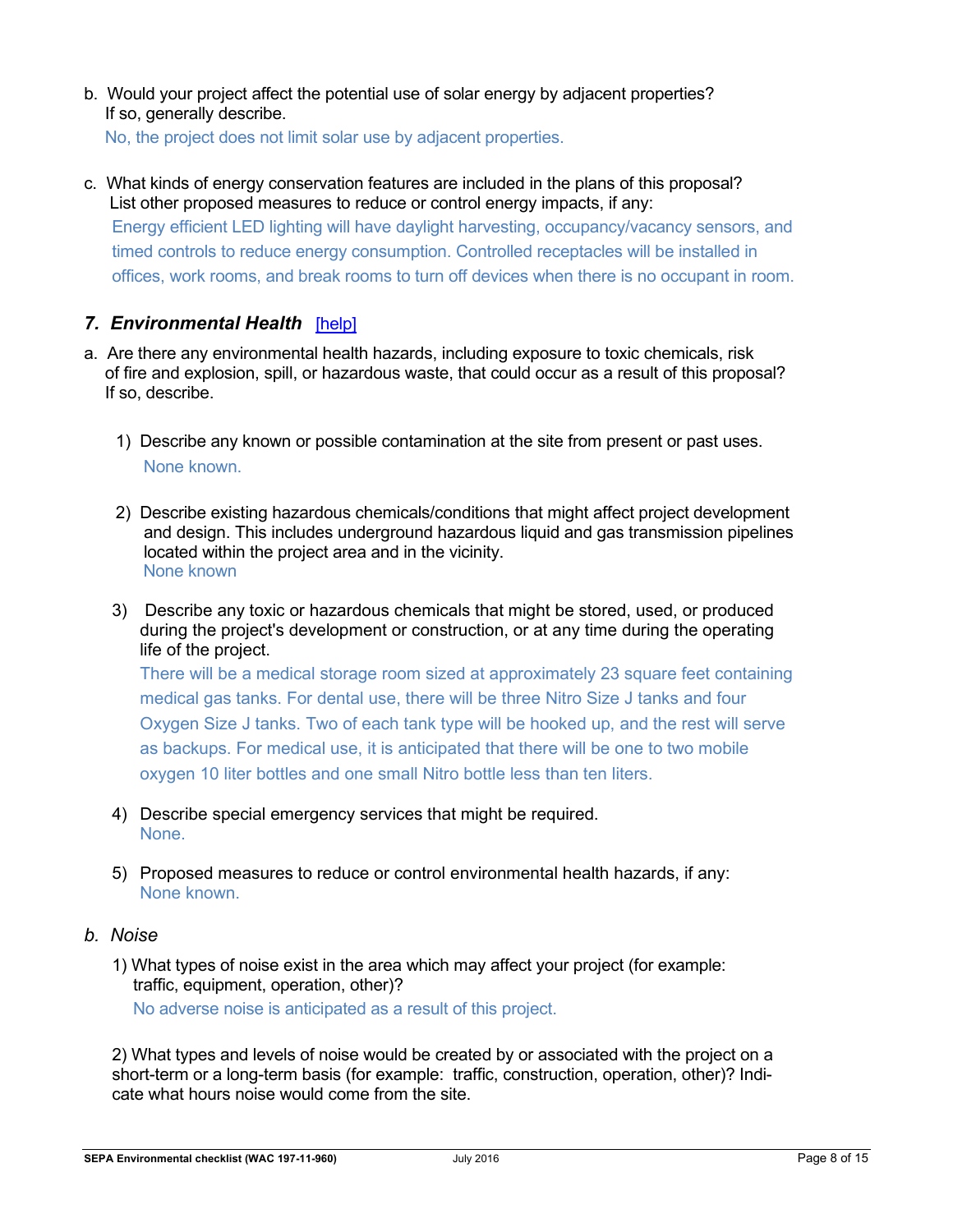b. Would your project affect the potential use of solar energy by adjacent properties? If so, generally describe.

No, the project does not limit solar use by adjacent properties.

c. What kinds of energy conservation features are included in the plans of this proposal? List other proposed measures to reduce or control energy impacts, if any:

Energy efficient LED lighting will have daylight harvesting, occupancy/vacancy sensors, and timed controls to reduce energy consumption. Controlled receptacles will be installed in offices, work rooms, and break rooms to turn off devices when there is no occupant in room.

## *7. Environmental Health* [help]

a. Are there any environmental health hazards, including exposure to toxic chemicals, risk of fire and explosion, spill, or hazardous waste, that could occur as a result of this proposal? If so, describe.

1) Describe any known or possible contamination at the site from present or past uses.

   None known.

2) Describe existing hazardous chemicals/conditions that might affect project development and design. This includes underground hazardous liquid and gas transmission pipelines located within the project area and in the vicinity.

   None known

3) Describe any toxic or hazardous chemicals that might be stored, used, or produced during the project's development or construction, or at any time during the operating life of the project.

   There will be a medical storage room sized at approximately 23 square feet containing medical gas tanks. For dental use, there will be three Nitro Size J tanks and four Oxygen Size J tanks. Two of each tank type will be hooked up, and the rest will serve as backups. For medical use, it is anticipated that there will be one to two mobile oxygen 10 liter bottles and one small Nitro bottle less than ten liters.

4) Describe special emergency services that might be required.

   None.

5) Proposed measures to reduce or control environmental health hazards, if any:

   None known.

*b. Noise*

1) What types of noise exist in the area which may affect your project (for example: traffic, equipment, operation, other)?

   No adverse noise is anticipated as a result of this project.

2) What types and levels of noise would be created by or associated with the project on a short-term or a long-term basis (for example: traffic, construction, operation, other)? Indicate what hours noise would come from the site.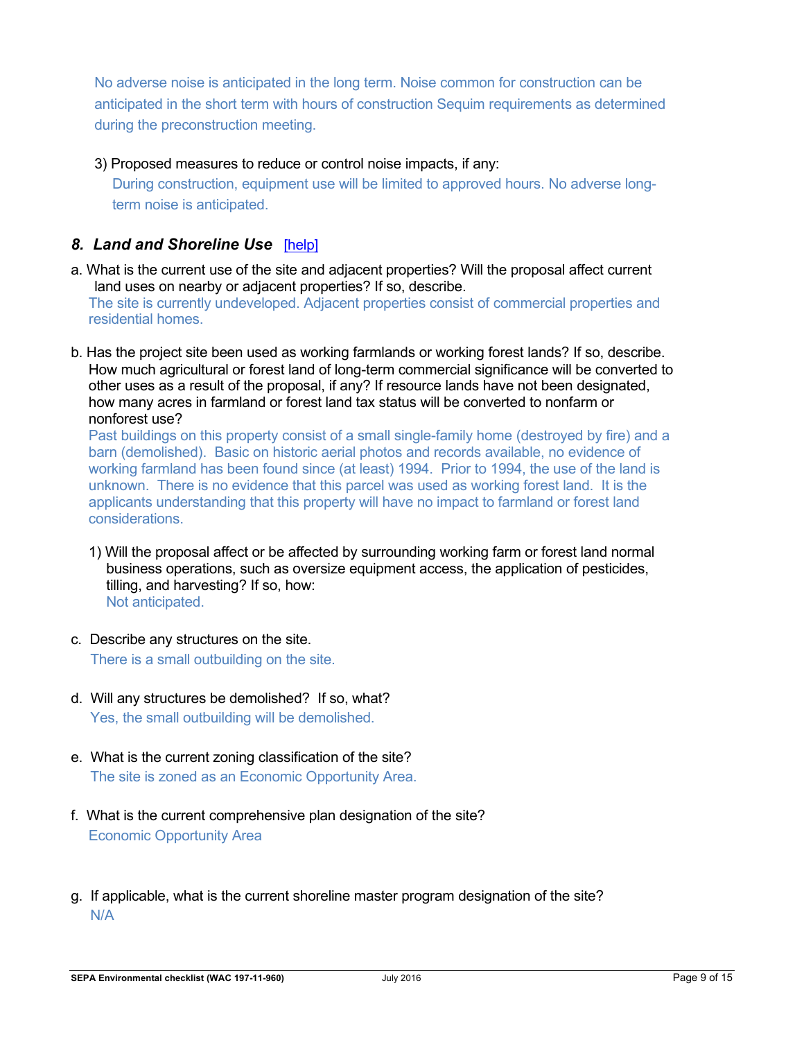No adverse noise is anticipated in the long term. Noise common for construction can be anticipated in the short term with hours of construction Sequim requirements as determined during the preconstruction meeting.

3) Proposed measures to reduce or control noise impacts, if any:

During construction, equipment use will be limited to approved hours. No adverse long-term noise is anticipated.

### *8. Land and Shoreline Use* [help]

a. What is the current use of the site and adjacent properties? Will the proposal affect current land uses on nearby or adjacent properties? If so, describe.

The site is currently undeveloped. Adjacent properties consist of commercial properties and residential homes.

b. Has the project site been used as working farmlands or working forest lands? If so, describe. How much agricultural or forest land of long-term commercial significance will be converted to other uses as a result of the proposal, if any? If resource lands have not been designated, how many acres in farmland or forest land tax status will be converted to nonfarm or nonforest use?

Past buildings on this property consist of a small single-family home (destroyed by fire) and a barn (demolished). Basic on historic aerial photos and records available, no evidence of working farmland has been found since (at least) 1994. Prior to 1994, the use of the land is unknown. There is no evidence that this parcel was used as working forest land. It is the applicants understanding that this property will have no impact to farmland or forest land considerations.

1) Will the proposal affect or be affected by surrounding working farm or forest land normal business operations, such as oversize equipment access, the application of pesticides, tilling, and harvesting? If so, how:

Not anticipated.

c. Describe any structures on the site.

There is a small outbuilding on the site.

d. Will any structures be demolished? If so, what?

Yes, the small outbuilding will be demolished.

e. What is the current zoning classification of the site?

The site is zoned as an Economic Opportunity Area.

f. What is the current comprehensive plan designation of the site?

Economic Opportunity Area

g. If applicable, what is the current shoreline master program designation of the site?

N/A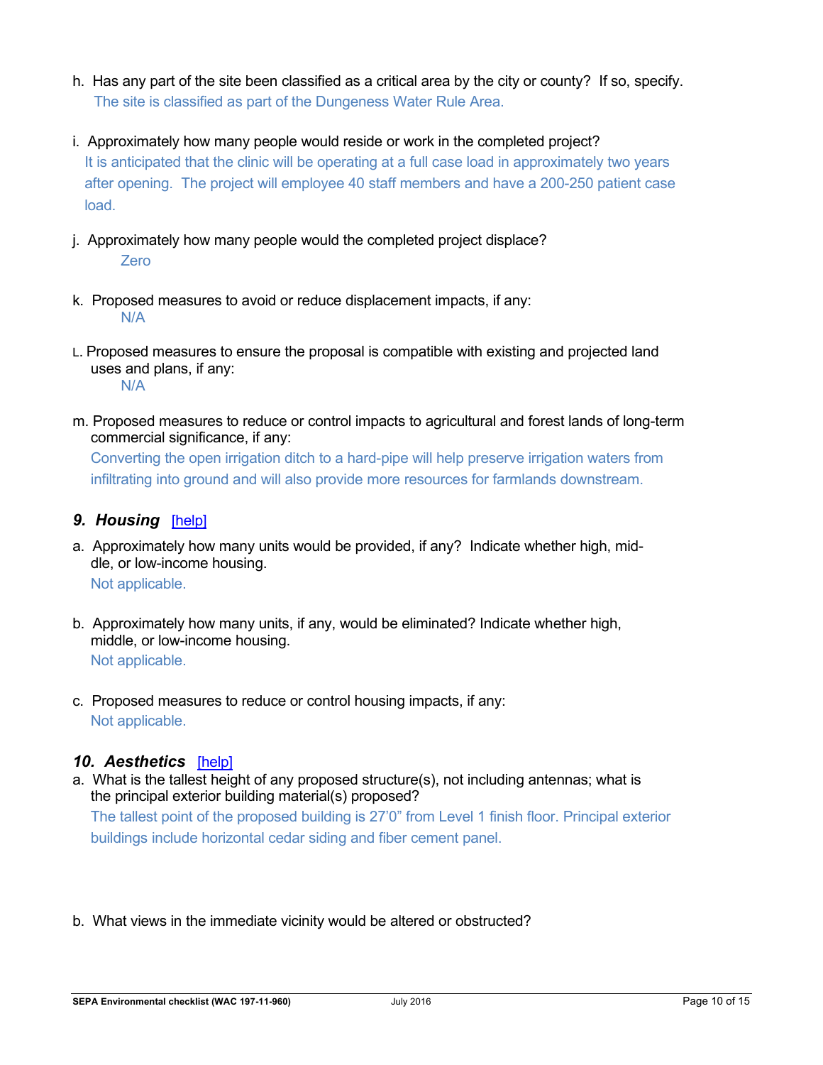h. Has any part of the site been classified as a critical area by the city or county? If so, specify.

The site is classified as part of the Dungeness Water Rule Area.

i. Approximately how many people would reside or work in the completed project?

It is anticipated that the clinic will be operating at a full case load in approximately two years after opening. The project will employee 40 staff members and have a 200-250 patient case load.

j. Approximately how many people would the completed project displace?

Zero

k. Proposed measures to avoid or reduce displacement impacts, if any:

N/A

L. Proposed measures to ensure the proposal is compatible with existing and projected land uses and plans, if any:

N/A

m. Proposed measures to reduce or control impacts to agricultural and forest lands of long-term commercial significance, if any:

Converting the open irrigation ditch to a hard-pipe will help preserve irrigation waters from infiltrating into ground and will also provide more resources for farmlands downstream.

### *9. Housing* [help]

a. Approximately how many units would be provided, if any? Indicate whether high, middle, or low-income housing.

Not applicable.

b. Approximately how many units, if any, would be eliminated? Indicate whether high, middle, or low-income housing.

Not applicable.

c. Proposed measures to reduce or control housing impacts, if any:

Not applicable.

### *10. Aesthetics* [help]

a. What is the tallest height of any proposed structure(s), not including antennas; what is the principal exterior building material(s) proposed?

The tallest point of the proposed building is 27'0" from Level 1 finish floor. Principal exterior buildings include horizontal cedar siding and fiber cement panel.

b. What views in the immediate vicinity would be altered or obstructed?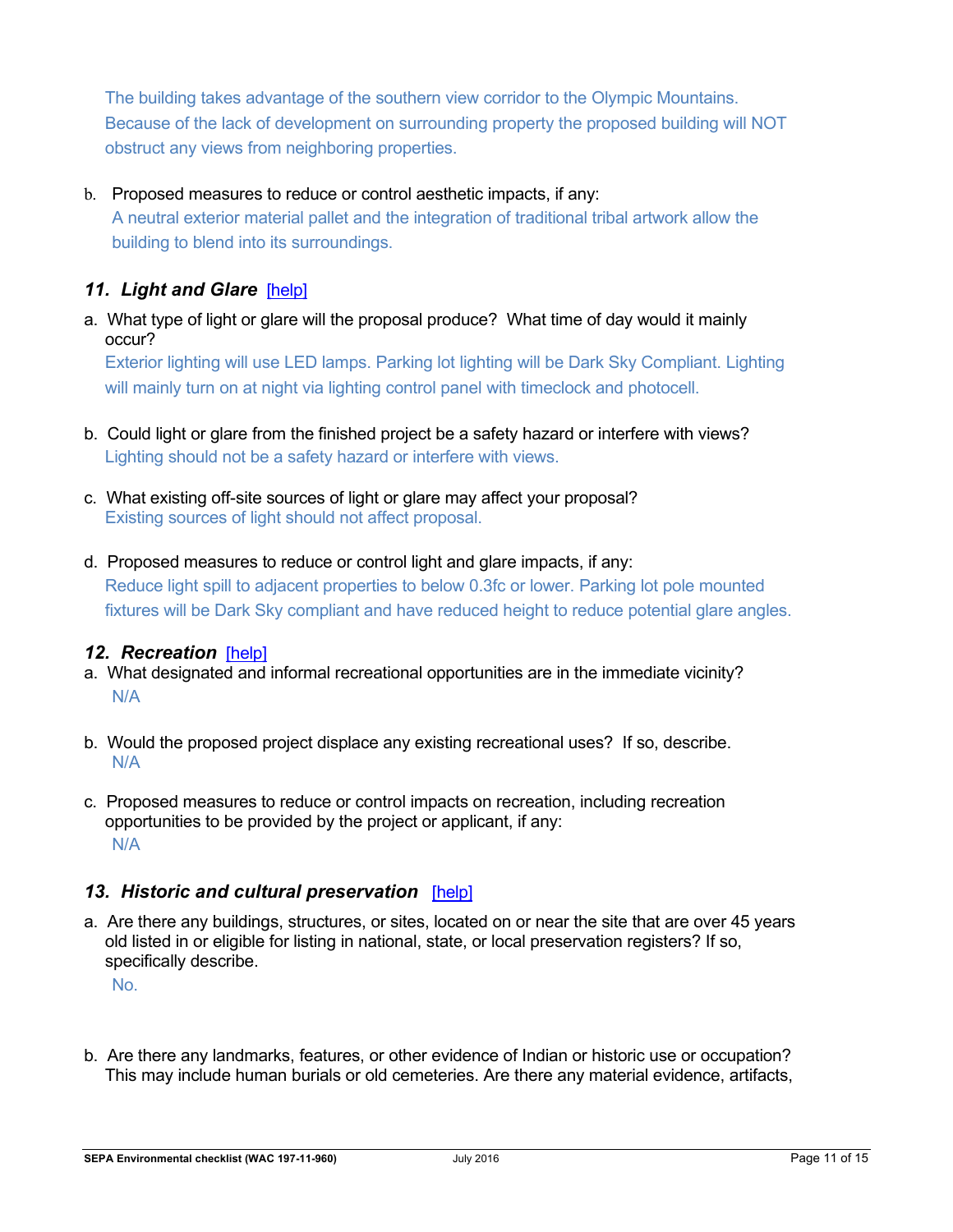The building takes advantage of the southern view corridor to the Olympic Mountains. Because of the lack of development on surrounding property the proposed building will NOT obstruct any views from neighboring properties.

b. Proposed measures to reduce or control aesthetic impacts, if any:

A neutral exterior material pallet and the integration of traditional tribal artwork allow the building to blend into its surroundings.

### *11. Light and Glare* [help]

a. What type of light or glare will the proposal produce? What time of day would it mainly occur?

Exterior lighting will use LED lamps. Parking lot lighting will be Dark Sky Compliant. Lighting will mainly turn on at night via lighting control panel with timeclock and photocell.

b. Could light or glare from the finished project be a safety hazard or interfere with views?

Lighting should not be a safety hazard or interfere with views.

c. What existing off-site sources of light or glare may affect your proposal?

Existing sources of light should not affect proposal.

d. Proposed measures to reduce or control light and glare impacts, if any:

Reduce light spill to adjacent properties to below 0.3fc or lower. Parking lot pole mounted fixtures will be Dark Sky compliant and have reduced height to reduce potential glare angles.

### *12. Recreation* [help]

a. What designated and informal recreational opportunities are in the immediate vicinity?

N/A

b. Would the proposed project displace any existing recreational uses? If so, describe.

N/A

c. Proposed measures to reduce or control impacts on recreation, including recreation opportunities to be provided by the project or applicant, if any:

N/A

### *13. Historic and cultural preservation* [help]

a. Are there any buildings, structures, or sites, located on or near the site that are over 45 years old listed in or eligible for listing in national, state, or local preservation registers? If so, specifically describe.

No.

b. Are there any landmarks, features, or other evidence of Indian or historic use or occupation? This may include human burials or old cemeteries. Are there any material evidence, artifacts,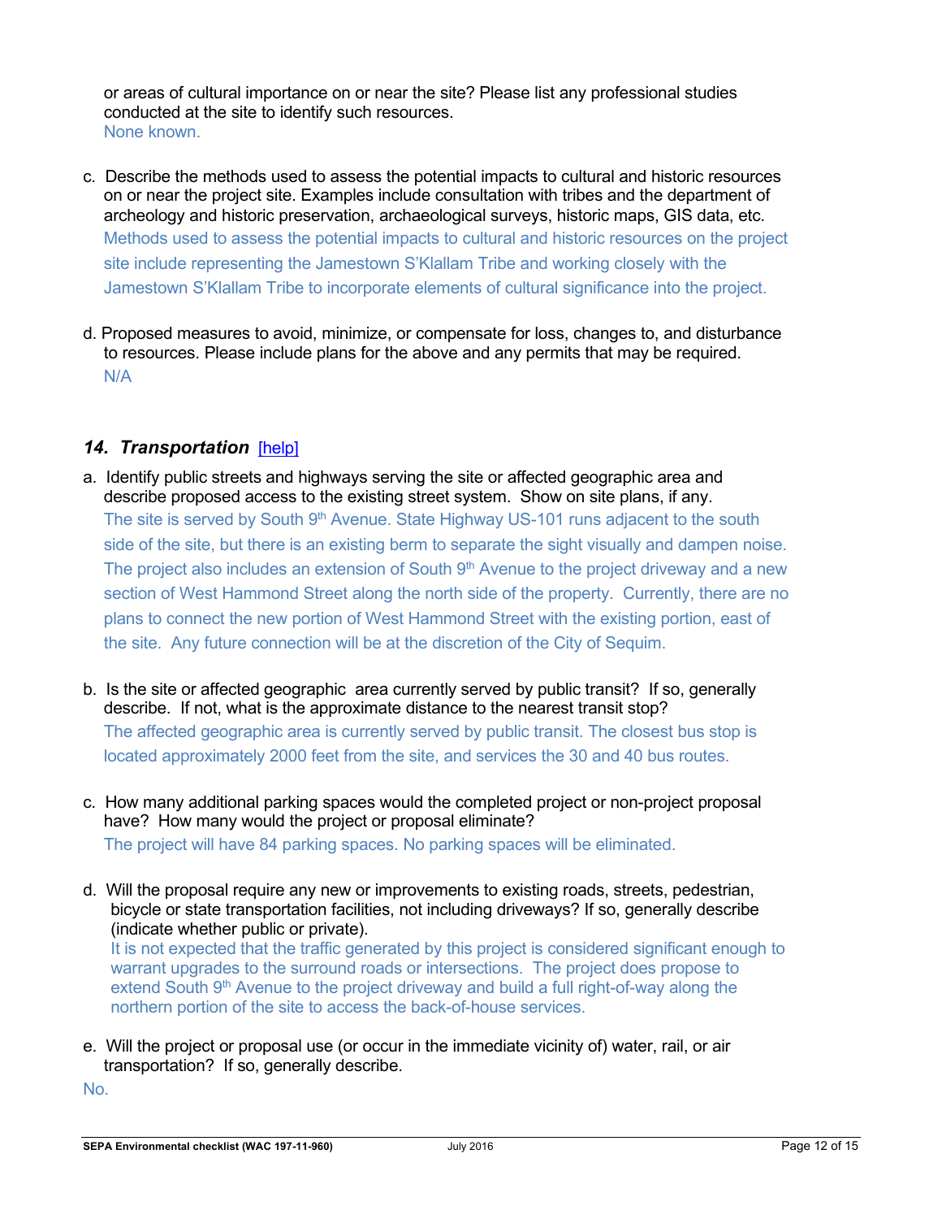or areas of cultural importance on or near the site? Please list any professional studies conducted at the site to identify such resources.
None known.

c. Describe the methods used to assess the potential impacts to cultural and historic resources on or near the project site. Examples include consultation with tribes and the department of archeology and historic preservation, archaeological surveys, historic maps, GIS data, etc.
Methods used to assess the potential impacts to cultural and historic resources on the project site include representing the Jamestown S'Klallam Tribe and working closely with the Jamestown S'Klallam Tribe to incorporate elements of cultural significance into the project.

d. Proposed measures to avoid, minimize, or compensate for loss, changes to, and disturbance to resources. Please include plans for the above and any permits that may be required.
N/A

### 14. *Transportation* [help]

a. Identify public streets and highways serving the site or affected geographic area and describe proposed access to the existing street system. Show on site plans, if any.
The site is served by South 9th Avenue. State Highway US-101 runs adjacent to the south side of the site, but there is an existing berm to separate the sight visually and dampen noise. The project also includes an extension of South 9th Avenue to the project driveway and a new section of West Hammond Street along the north side of the property. Currently, there are no plans to connect the new portion of West Hammond Street with the existing portion, east of the site. Any future connection will be at the discretion of the City of Sequim.

b. Is the site or affected geographic area currently served by public transit? If so, generally describe. If not, what is the approximate distance to the nearest transit stop?
The affected geographic area is currently served by public transit. The closest bus stop is located approximately 2000 feet from the site, and services the 30 and 40 bus routes.

c. How many additional parking spaces would the completed project or non-project proposal have? How many would the project or proposal eliminate?
The project will have 84 parking spaces. No parking spaces will be eliminated.

d. Will the proposal require any new or improvements to existing roads, streets, pedestrian, bicycle or state transportation facilities, not including driveways? If so, generally describe (indicate whether public or private).
It is not expected that the traffic generated by this project is considered significant enough to warrant upgrades to the surround roads or intersections. The project does propose to extend South 9th Avenue to the project driveway and build a full right-of-way along the northern portion of the site to access the back-of-house services.

e. Will the project or proposal use (or occur in the immediate vicinity of) water, rail, or air transportation? If so, generally describe.
No.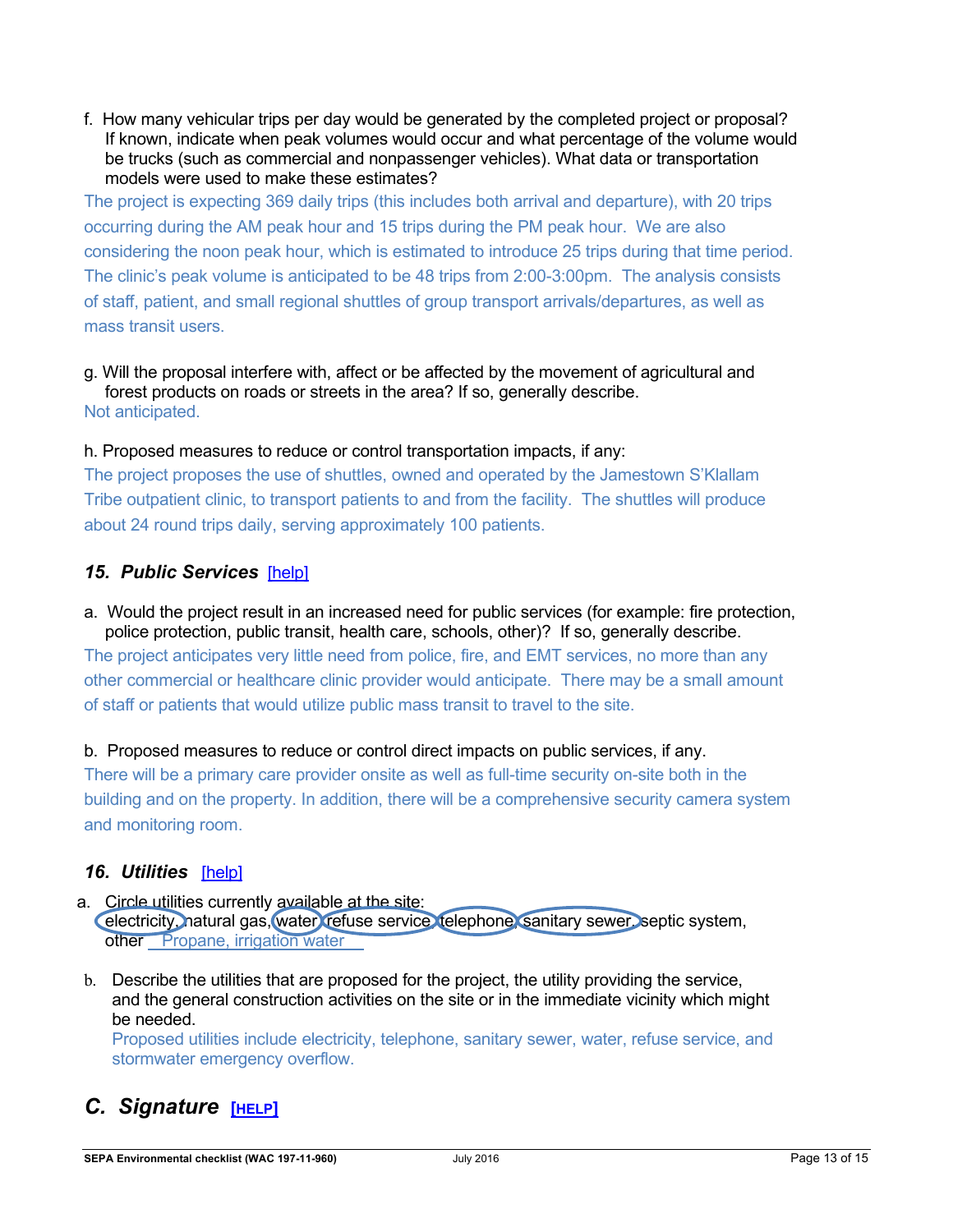f. How many vehicular trips per day would be generated by the completed project or proposal? If known, indicate when peak volumes would occur and what percentage of the volume would be trucks (such as commercial and nonpassenger vehicles). What data or transportation models were used to make these estimates?

The project is expecting 369 daily trips (this includes both arrival and departure), with 20 trips occurring during the AM peak hour and 15 trips during the PM peak hour. We are also considering the noon peak hour, which is estimated to introduce 25 trips during that time period. The clinic's peak volume is anticipated to be 48 trips from 2:00-3:00pm. The analysis consists of staff, patient, and small regional shuttles of group transport arrivals/departures, as well as mass transit users.

g. Will the proposal interfere with, affect or be affected by the movement of agricultural and forest products on roads or streets in the area? If so, generally describe.

Not anticipated.

h. Proposed measures to reduce or control transportation impacts, if any:

The project proposes the use of shuttles, owned and operated by the Jamestown S'Klallam Tribe outpatient clinic, to transport patients to and from the facility. The shuttles will produce about 24 round trips daily, serving approximately 100 patients.

## *15. Public Services* [help]

a. Would the project result in an increased need for public services (for example: fire protection, police protection, public transit, health care, schools, other)? If so, generally describe.

The project anticipates very little need from police, fire, and EMT services, no more than any other commercial or healthcare clinic provider would anticipate. There may be a small amount of staff or patients that would utilize public mass transit to travel to the site.

b. Proposed measures to reduce or control direct impacts on public services, if any.

There will be a primary care provider onsite as well as full-time security on-site both in the building and on the property. In addition, there will be a comprehensive security camera system and monitoring room.

## *16. Utilities* [help]

a. Circle utilities currently available at the site:
**(electricity)**, natural gas, **(water)**, **(refuse service)**, **(telephone)**, **(sanitary sewer)**, septic system,
other Propane, irrigation water

b. Describe the utilities that are proposed for the project, the utility providing the service, and the general construction activities on the site or in the immediate vicinity which might be needed.

Proposed utilities include electricity, telephone, sanitary sewer, water, refuse service, and stormwater emergency overflow.

# *C. Signature* [HELP]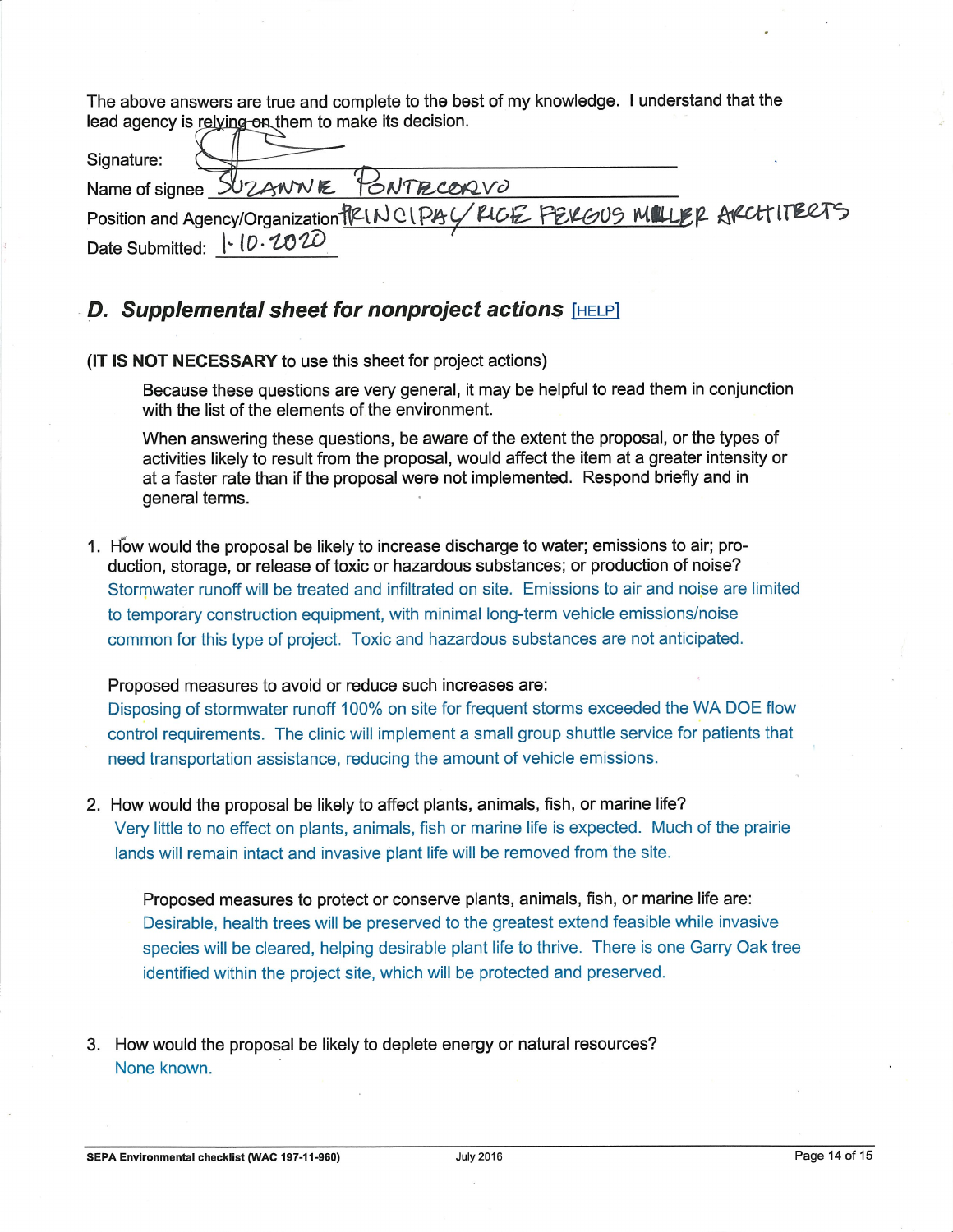The above answers are true and complete to the best of my knowledge. I understand that the lead agency is relying on them to make its decision.

Signature: ____________________

Name of signee: SUZANNE PONTECORVO

Position and Agency/Organization: PRINCIPAL/RICE FERGUS MILLER ARCHITECTS

Date Submitted: 1.10.2020

## D. Supplemental sheet for nonproject actions [HELP]

**(IT IS NOT NECESSARY** to use this sheet for project actions)

Because these questions are very general, it may be helpful to read them in conjunction with the list of the elements of the environment.

When answering these questions, be aware of the extent the proposal, or the types of activities likely to result from the proposal, would affect the item at a greater intensity or at a faster rate than if the proposal were not implemented. Respond briefly and in general terms.

1. How would the proposal be likely to increase discharge to water; emissions to air; production, storage, or release of toxic or hazardous substances; or production of noise?

   Stormwater runoff will be treated and infiltrated on site. Emissions to air and noise are limited to temporary construction equipment, with minimal long-term vehicle emissions/noise common for this type of project. Toxic and hazardous substances are not anticipated.

   Proposed measures to avoid or reduce such increases are:

   Disposing of stormwater runoff 100% on site for frequent storms exceeded the WA DOE flow control requirements. The clinic will implement a small group shuttle service for patients that need transportation assistance, reducing the amount of vehicle emissions.

2. How would the proposal be likely to affect plants, animals, fish, or marine life?

   Very little to no effect on plants, animals, fish or marine life is expected. Much of the prairie lands will remain intact and invasive plant life will be removed from the site.

   Proposed measures to protect or conserve plants, animals, fish, or marine life are:

   Desirable, health trees will be preserved to the greatest extend feasible while invasive species will be cleared, helping desirable plant life to thrive. There is one Garry Oak tree identified within the project site, which will be protected and preserved.

3. How would the proposal be likely to deplete energy or natural resources?

   None known.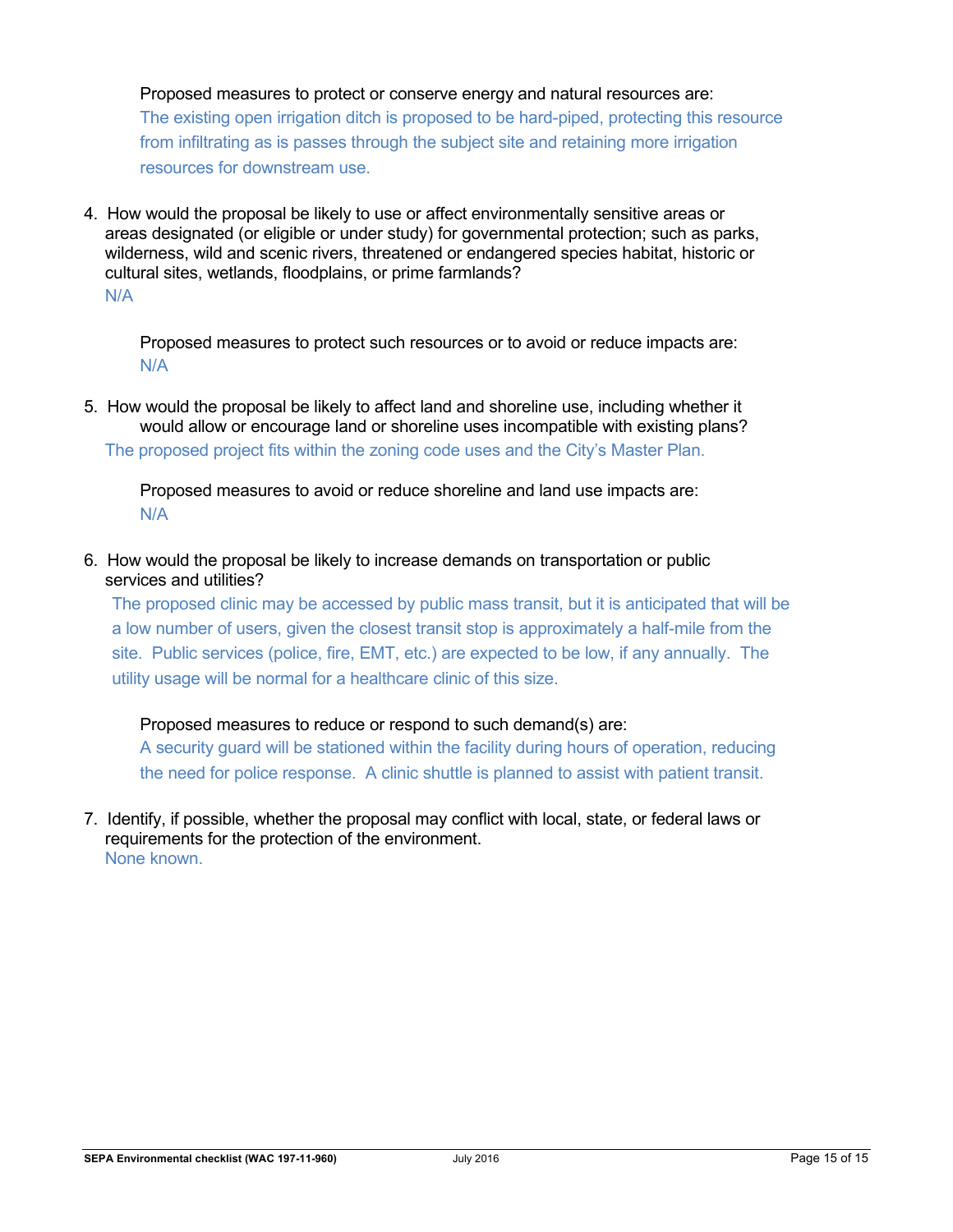Proposed measures to protect or conserve energy and natural resources are:
The existing open irrigation ditch is proposed to be hard-piped, protecting this resource from infiltrating as is passes through the subject site and retaining more irrigation resources for downstream use.

4. How would the proposal be likely to use or affect environmentally sensitive areas or areas designated (or eligible or under study) for governmental protection; such as parks, wilderness, wild and scenic rivers, threatened or endangered species habitat, historic or cultural sites, wetlands, floodplains, or prime farmlands?
N/A

   Proposed measures to protect such resources or to avoid or reduce impacts are:
   N/A

5. How would the proposal be likely to affect land and shoreline use, including whether it would allow or encourage land or shoreline uses incompatible with existing plans?
The proposed project fits within the zoning code uses and the City's Master Plan.

   Proposed measures to avoid or reduce shoreline and land use impacts are:
   N/A

6. How would the proposal be likely to increase demands on transportation or public services and utilities?
The proposed clinic may be accessed by public mass transit, but it is anticipated that will be a low number of users, given the closest transit stop is approximately a half-mile from the site. Public services (police, fire, EMT, etc.) are expected to be low, if any annually. The utility usage will be normal for a healthcare clinic of this size.

   Proposed measures to reduce or respond to such demand(s) are:
   A security guard will be stationed within the facility during hours of operation, reducing the need for police response. A clinic shuttle is planned to assist with patient transit.

7. Identify, if possible, whether the proposal may conflict with local, state, or federal laws or requirements for the protection of the environment.
None known.